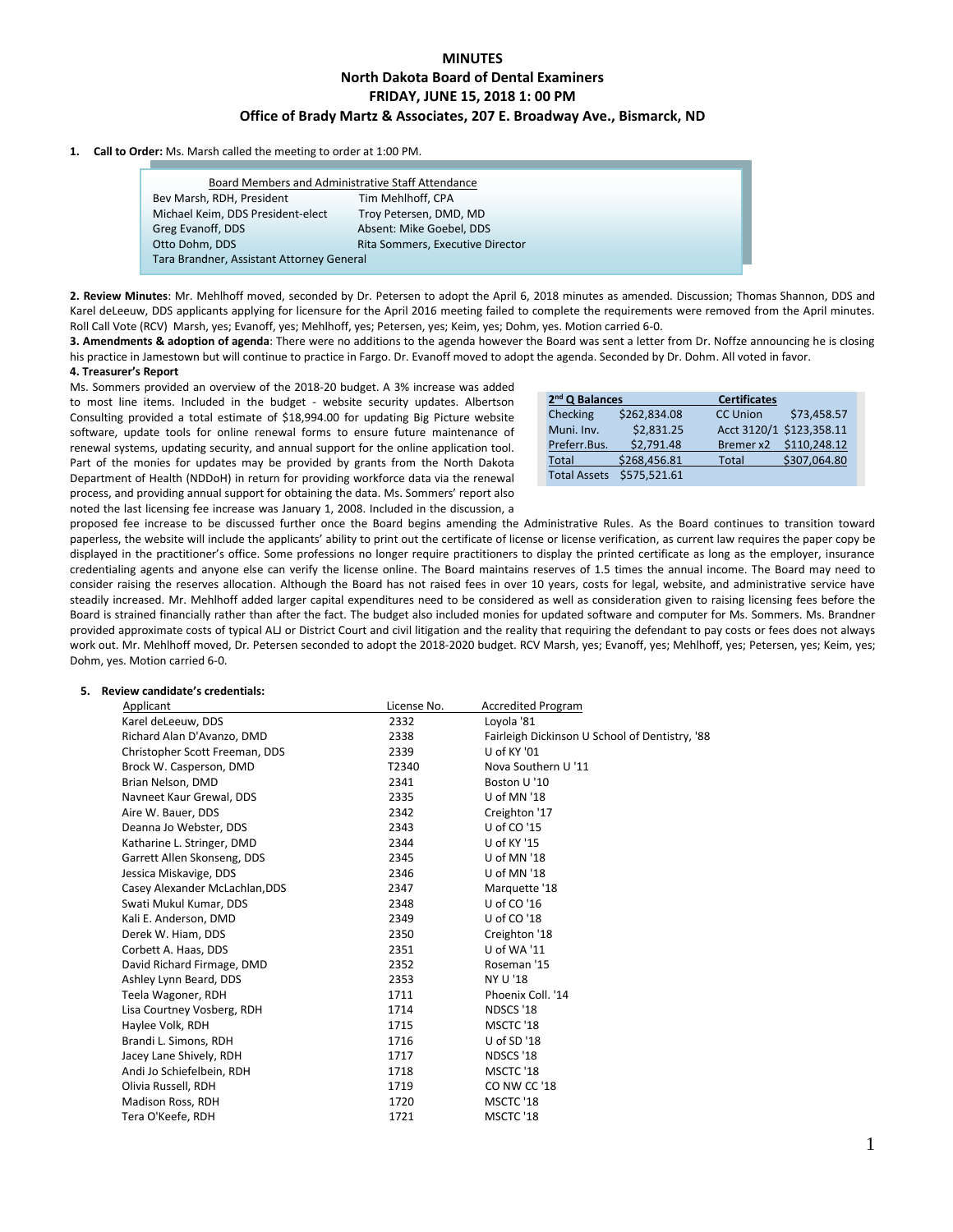# MINUTES

## North Dakota Board of Dental Examiners

## FRIDAY, JUNE 15, 2018 1: 00 PM

## Office of Brady Martz & Associates, 207 E. Broadway Ave., Bismarck, ND

1. **Call to Order:** Ms. Marsh called the meeting to order at 1:00 PM.

| Board Members and Administrative Staff Attendance | |
|---|---|
| Bev Marsh, RDH, President | Tim Mehlhoff, CPA |
| Michael Keim, DDS President-elect | Troy Petersen, DMD, MD |
| Greg Evanoff, DDS | Absent: Mike Goebel, DDS |
| Otto Dohm, DDS | Rita Sommers, Executive Director |
| Tara Brandner, Assistant Attorney General | |

**2. Review Minutes**: Mr. Mehlhoff moved, seconded by Dr. Petersen to adopt the April 6, 2018 minutes as amended. Discussion; Thomas Shannon, DDS and Karel deLeeuw, DDS applicants applying for licensure for the April 2016 meeting failed to complete the requirements were removed from the April minutes. Roll Call Vote (RCV) Marsh, yes; Evanoff, yes; Mehlhoff, yes; Petersen, yes; Keim, yes; Dohm, yes. Motion carried 6-0.

**3. Amendments & adoption of agenda**: There were no additions to the agenda however the Board was sent a letter from Dr. Noffze announcing he is closing his practice in Jamestown but will continue to practice in Fargo. Dr. Evanoff moved to adopt the agenda. Seconded by Dr. Dohm. All voted in favor.

**4. Treasurer's Report**

Ms. Sommers provided an overview of the 2018-20 budget. A 3% increase was added to most line items. Included in the budget - website security updates. Albertson Consulting provided a total estimate of $18,994.00 for updating Big Picture website software, update tools for online renewal forms to ensure future maintenance of renewal systems, updating security, and annual support for the online application tool. Part of the monies for updates may be provided by grants from the North Dakota Department of Health (NDDoH) in return for providing workforce data via the renewal process, and providing annual support for obtaining the data. Ms. Sommers' report also noted the last licensing fee increase was January 1, 2008. Included in the discussion, a proposed fee increase to be discussed further once the Board begins amending the Administrative Rules. As the Board continues to transition toward paperless, the website will include the applicants' ability to print out the certificate of license or license verification, as current law requires the paper copy be displayed in the practitioner's office. Some professions no longer require practitioners to display the printed certificate as long as the employer, insurance credentialing agents and anyone else can verify the license online. The Board maintains reserves of 1.5 times the annual income. The Board may need to consider raising the reserves allocation. Although the Board has not raised fees in over 10 years, costs for legal, website, and administrative service have steadily increased. Mr. Mehlhoff added larger capital expenditures need to be considered as well as consideration given to raising licensing fees before the Board is strained financially rather than after the fact. The budget also included monies for updated software and computer for Ms. Sommers. Ms. Brandner provided approximate costs of typical ALJ or District Court and civil litigation and the reality that requiring the defendant to pay costs or fees does not always work out. Mr. Mehlhoff moved, Dr. Petersen seconded to adopt the 2018-2020 budget. RCV Marsh, yes; Evanoff, yes; Mehlhoff, yes; Petersen, yes; Keim, yes; Dohm, yes. Motion carried 6-0.

| 2nd Q Balances | | Certificates | |
|---|---|---|---|
| Checking | $262,834.08 | CC Union | $73,458.57 |
| Muni. Inv. | $2,831.25 | Acct 3120/1 | $123,358.11 |
| Preferr.Bus. | $2,791.48 | Bremer x2 | $110,248.12 |
| Total | $268,456.81 | Total | $307,064.80 |
| Total Assets | $575,521.61 | | |

5. **Review candidate's credentials:**

| Applicant | License No. | Accredited Program |
|---|---|---|
| Karel deLeeuw, DDS | 2332 | Loyola '81 |
| Richard Alan D'Avanzo, DMD | 2338 | Fairleigh Dickinson U School of Dentistry, '88 |
| Christopher Scott Freeman, DDS | 2339 | U of KY '01 |
| Brock W. Casperson, DMD | T2340 | Nova Southern U '11 |
| Brian Nelson, DMD | 2341 | Boston U '10 |
| Navneet Kaur Grewal, DDS | 2335 | U of MN '18 |
| Aire W. Bauer, DDS | 2342 | Creighton '17 |
| Deanna Jo Webster, DDS | 2343 | U of CO '15 |
| Katharine L. Stringer, DMD | 2344 | U of KY '15 |
| Garrett Allen Skonseng, DDS | 2345 | U of MN '18 |
| Jessica Miskavige, DDS | 2346 | U of MN '18 |
| Casey Alexander McLachlan,DDS | 2347 | Marquette '18 |
| Swati Mukul Kumar, DDS | 2348 | U of CO '16 |
| Kali E. Anderson, DMD | 2349 | U of CO '18 |
| Derek W. Hiam, DDS | 2350 | Creighton '18 |
| Corbett A. Haas, DDS | 2351 | U of WA '11 |
| David Richard Firmage, DMD | 2352 | Roseman '15 |
| Ashley Lynn Beard, DDS | 2353 | NY U '18 |
| Teela Wagoner, RDH | 1711 | Phoenix Coll. '14 |
| Lisa Courtney Vosberg, RDH | 1714 | NDSCS '18 |
| Haylee Volk, RDH | 1715 | MSCTC '18 |
| Brandi L. Simons, RDH | 1716 | U of SD '18 |
| Jacey Lane Shively, RDH | 1717 | NDSCS '18 |
| Andi Jo Schiefelbein, RDH | 1718 | MSCTC '18 |
| Olivia Russell, RDH | 1719 | CO NW CC '18 |
| Madison Ross, RDH | 1720 | MSCTC '18 |
| Tera O'Keefe, RDH | 1721 | MSCTC '18 |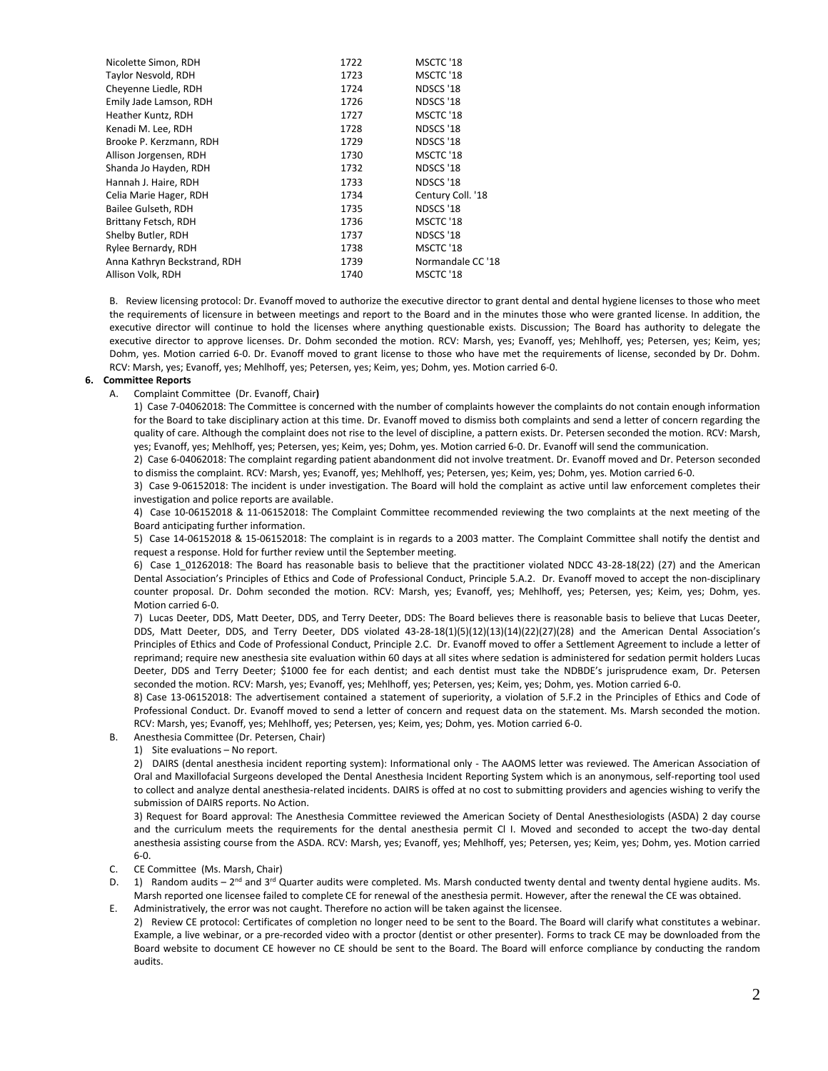| | | |
|---|---|---|
| Nicolette Simon, RDH | 1722 | MSCTC '18 |
| Taylor Nesvold, RDH | 1723 | MSCTC '18 |
| Cheyenne Liedle, RDH | 1724 | NDSCS '18 |
| Emily Jade Lamson, RDH | 1726 | NDSCS '18 |
| Heather Kuntz, RDH | 1727 | MSCTC '18 |
| Kenadi M. Lee, RDH | 1728 | NDSCS '18 |
| Brooke P. Kerzmann, RDH | 1729 | NDSCS '18 |
| Allison Jorgensen, RDH | 1730 | MSCTC '18 |
| Shanda Jo Hayden, RDH | 1732 | NDSCS '18 |
| Hannah J. Haire, RDH | 1733 | NDSCS '18 |
| Celia Marie Hager, RDH | 1734 | Century Coll. '18 |
| Bailee Gulseth, RDH | 1735 | NDSCS '18 |
| Brittany Fetsch, RDH | 1736 | MSCTC '18 |
| Shelby Butler, RDH | 1737 | NDSCS '18 |
| Rylee Bernardy, RDH | 1738 | MSCTC '18 |
| Anna Kathryn Beckstrand, RDH | 1739 | Normandale CC '18 |
| Allison Volk, RDH | 1740 | MSCTC '18 |

B. Review licensing protocol: Dr. Evanoff moved to authorize the executive director to grant dental and dental hygiene licenses to those who meet the requirements of licensure in between meetings and report to the Board and in the minutes those who were granted license. In addition, the executive director will continue to hold the licenses where anything questionable exists. Discussion; The Board has authority to delegate the executive director to approve licenses. Dr. Dohm seconded the motion. RCV: Marsh, yes; Evanoff, yes; Mehlhoff, yes; Petersen, yes; Keim, yes; Dohm, yes. Motion carried 6-0. Dr. Evanoff moved to grant license to those who have met the requirements of license, seconded by Dr. Dohm. RCV: Marsh, yes; Evanoff, yes; Mehlhoff, yes; Petersen, yes; Keim, yes; Dohm, yes. Motion carried 6-0.

**6. Committee Reports**

A. Complaint Committee (Dr. Evanoff, Chair**)**

1) Case 7-04062018: The Committee is concerned with the number of complaints however the complaints do not contain enough information for the Board to take disciplinary action at this time. Dr. Evanoff moved to dismiss both complaints and send a letter of concern regarding the quality of care. Although the complaint does not rise to the level of discipline, a pattern exists. Dr. Petersen seconded the motion. RCV: Marsh, yes; Evanoff, yes; Mehlhoff, yes; Petersen, yes; Keim, yes; Dohm, yes. Motion carried 6-0. Dr. Evanoff will send the communication.

2) Case 6-04062018: The complaint regarding patient abandonment did not involve treatment. Dr. Evanoff moved and Dr. Peterson seconded to dismiss the complaint. RCV: Marsh, yes; Evanoff, yes; Mehlhoff, yes; Petersen, yes; Keim, yes; Dohm, yes. Motion carried 6-0.

3) Case 9-06152018: The incident is under investigation. The Board will hold the complaint as active until law enforcement completes their investigation and police reports are available.

4) Case 10-06152018 & 11-06152018: The Complaint Committee recommended reviewing the two complaints at the next meeting of the Board anticipating further information.

5) Case 14-06152018 & 15-06152018: The complaint is in regards to a 2003 matter. The Complaint Committee shall notify the dentist and request a response. Hold for further review until the September meeting.

6) Case 1_01262018: The Board has reasonable basis to believe that the practitioner violated NDCC 43-28-18(22) (27) and the American Dental Association's Principles of Ethics and Code of Professional Conduct, Principle 5.A.2. Dr. Evanoff moved to accept the non-disciplinary counter proposal. Dr. Dohm seconded the motion. RCV: Marsh, yes; Evanoff, yes; Mehlhoff, yes; Petersen, yes; Keim, yes; Dohm, yes. Motion carried 6-0.

7) Lucas Deeter, DDS, Matt Deeter, DDS, and Terry Deeter, DDS: The Board believes there is reasonable basis to believe that Lucas Deeter, DDS, Matt Deeter, DDS, and Terry Deeter, DDS violated 43-28-18(1)(5)(12)(13)(14)(22)(27)(28) and the American Dental Association's Principles of Ethics and Code of Professional Conduct, Principle 2.C. Dr. Evanoff moved to offer a Settlement Agreement to include a letter of reprimand; require new anesthesia site evaluation within 60 days at all sites where sedation is administered for sedation permit holders Lucas Deeter, DDS and Terry Deeter; $1000 fee for each dentist; and each dentist must take the NDBDE's jurisprudence exam, Dr. Petersen seconded the motion. RCV: Marsh, yes; Evanoff, yes; Mehlhoff, yes; Petersen, yes; Keim, yes; Dohm, yes. Motion carried 6-0.

8) Case 13-06152018: The advertisement contained a statement of superiority, a violation of 5.F.2 in the Principles of Ethics and Code of Professional Conduct. Dr. Evanoff moved to send a letter of concern and request data on the statement. Ms. Marsh seconded the motion. RCV: Marsh, yes; Evanoff, yes; Mehlhoff, yes; Petersen, yes; Keim, yes; Dohm, yes. Motion carried 6-0.

B. Anesthesia Committee (Dr. Petersen, Chair)

1) Site evaluations – No report.

2) DAIRS (dental anesthesia incident reporting system): Informational only - The AAOMS letter was reviewed. The American Association of Oral and Maxillofacial Surgeons developed the Dental Anesthesia Incident Reporting System which is an anonymous, self-reporting tool used to collect and analyze dental anesthesia-related incidents. DAIRS is offed at no cost to submitting providers and agencies wishing to verify the submission of DAIRS reports. No Action.

3) Request for Board approval: The Anesthesia Committee reviewed the American Society of Dental Anesthesiologists (ASDA) 2 day course and the curriculum meets the requirements for the dental anesthesia permit Cl I. Moved and seconded to accept the two-day dental anesthesia assisting course from the ASDA. RCV: Marsh, yes; Evanoff, yes; Mehlhoff, yes; Petersen, yes; Keim, yes; Dohm, yes. Motion carried 6-0.

C. CE Committee (Ms. Marsh, Chair)

D. 1) Random audits – 2nd and 3rd Quarter audits were completed. Ms. Marsh conducted twenty dental and twenty dental hygiene audits. Ms. Marsh reported one licensee failed to complete CE for renewal of the anesthesia permit. However, after the renewal the CE was obtained.

E. Administratively, the error was not caught. Therefore no action will be taken against the licensee.

2) Review CE protocol: Certificates of completion no longer need to be sent to the Board. The Board will clarify what constitutes a webinar. Example, a live webinar, or a pre-recorded video with a proctor (dentist or other presenter). Forms to track CE may be downloaded from the Board website to document CE however no CE should be sent to the Board. The Board will enforce compliance by conducting the random audits.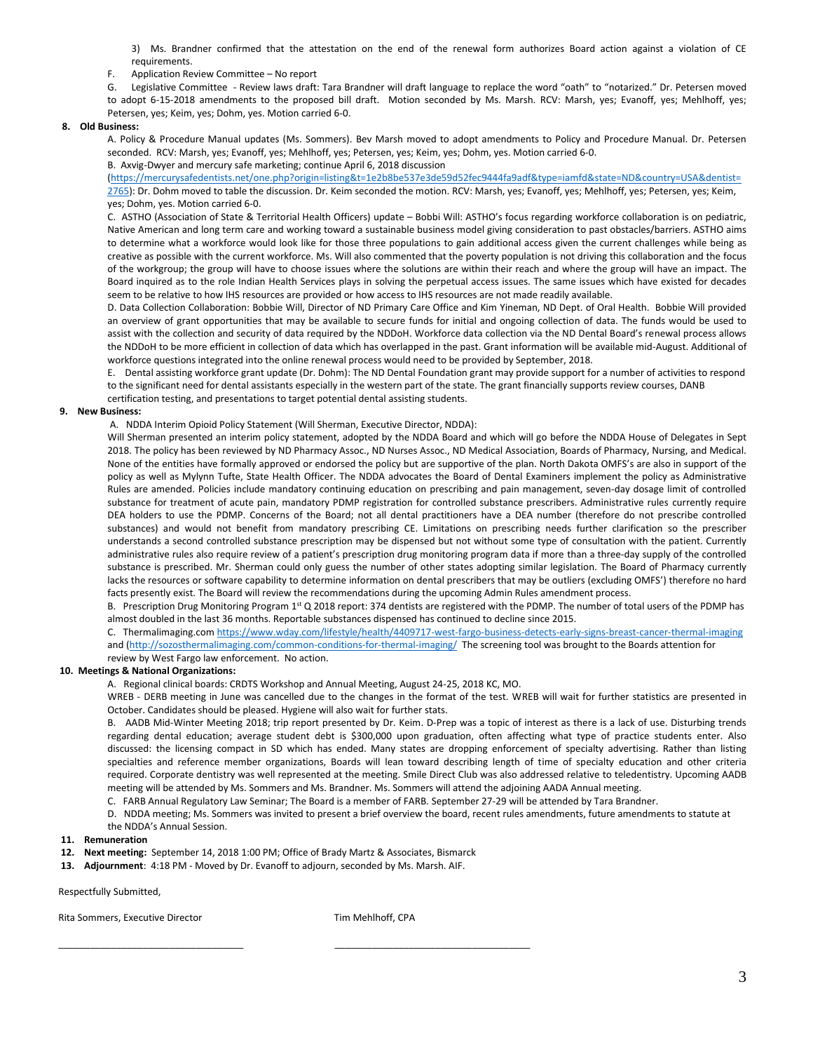3) Ms. Brandner confirmed that the attestation on the end of the renewal form authorizes Board action against a violation of CE requirements.

F. Application Review Committee – No report

G. Legislative Committee - Review laws draft: Tara Brandner will draft language to replace the word "oath" to "notarized." Dr. Petersen moved to adopt 6-15-2018 amendments to the proposed bill draft. Motion seconded by Ms. Marsh. RCV: Marsh, yes; Evanoff, yes; Mehlhoff, yes; Petersen, yes; Keim, yes; Dohm, yes. Motion carried 6-0.

**8. Old Business:**

A. Policy & Procedure Manual updates (Ms. Sommers). Bev Marsh moved to adopt amendments to Policy and Procedure Manual. Dr. Petersen seconded. RCV: Marsh, yes; Evanoff, yes; Mehlhoff, yes; Petersen, yes; Keim, yes; Dohm, yes. Motion carried 6-0.

B. Axvig-Dwyer and mercury safe marketing; continue April 6, 2018 discussion (https://mercurysafedentists.net/one.php?origin=listing&t=1e2b8be537e3de59d52fec9444fa9adf&type=iamfd&state=ND&country=USA&dentist=2765): Dr. Dohm moved to table the discussion. Dr. Keim seconded the motion. RCV: Marsh, yes; Evanoff, yes; Mehlhoff, yes; Petersen, yes; Keim, yes; Dohm, yes. Motion carried 6-0.

C. ASTHO (Association of State & Territorial Health Officers) update – Bobbi Will: ASTHO's focus regarding workforce collaboration is on pediatric, Native American and long term care and working toward a sustainable business model giving consideration to past obstacles/barriers. ASTHO aims to determine what a workforce would look like for those three populations to gain additional access given the current challenges while being as creative as possible with the current workforce. Ms. Will also commented that the poverty population is not driving this collaboration and the focus of the workgroup; the group will have to choose issues where the solutions are within their reach and where the group will have an impact. The Board inquired as to the role Indian Health Services plays in solving the perpetual access issues. The same issues which have existed for decades seem to be relative to how IHS resources are provided or how access to IHS resources are not made readily available.

D. Data Collection Collaboration: Bobbie Will, Director of ND Primary Care Office and Kim Yineman, ND Dept. of Oral Health. Bobbie Will provided an overview of grant opportunities that may be available to secure funds for initial and ongoing collection of data. The funds would be used to assist with the collection and security of data required by the NDDoH. Workforce data collection via the ND Dental Board's renewal process allows the NDDoH to be more efficient in collection of data which has overlapped in the past. Grant information will be available mid-August. Additional of workforce questions integrated into the online renewal process would need to be provided by September, 2018.

E. Dental assisting workforce grant update (Dr. Dohm): The ND Dental Foundation grant may provide support for a number of activities to respond to the significant need for dental assistants especially in the western part of the state. The grant financially supports review courses, DANB certification testing, and presentations to target potential dental assisting students.

**9. New Business:**

A. NDDA Interim Opioid Policy Statement (Will Sherman, Executive Director, NDDA):

Will Sherman presented an interim policy statement, adopted by the NDDA Board and which will go before the NDDA House of Delegates in Sept 2018. The policy has been reviewed by ND Pharmacy Assoc., ND Nurses Assoc., ND Medical Association, Boards of Pharmacy, Nursing, and Medical. None of the entities have formally approved or endorsed the policy but are supportive of the plan. North Dakota OMFS's are also in support of the policy as well as Mylynn Tufte, State Health Officer. The NDDA advocates the Board of Dental Examiners implement the policy as Administrative Rules are amended. Policies include mandatory continuing education on prescribing and pain management, seven-day dosage limit of controlled substance for treatment of acute pain, mandatory PDMP registration for controlled substance prescribers. Administrative rules currently require DEA holders to use the PDMP. Concerns of the Board; not all dental practitioners have a DEA number (therefore do not prescribe controlled substances) and would not benefit from mandatory prescribing CE. Limitations on prescribing needs further clarification so the prescriber understands a second controlled substance prescription may be dispensed but not without some type of consultation with the patient. Currently administrative rules also require review of a patient's prescription drug monitoring program data if more than a three-day supply of the controlled substance is prescribed. Mr. Sherman could only guess the number of other states adopting similar legislation. The Board of Pharmacy currently lacks the resources or software capability to determine information on dental prescribers that may be outliers (excluding OMFS') therefore no hard facts presently exist. The Board will review the recommendations during the upcoming Admin Rules amendment process.

B. Prescription Drug Monitoring Program 1st Q 2018 report: 374 dentists are registered with the PDMP. The number of total users of the PDMP has almost doubled in the last 36 months. Reportable substances dispensed has continued to decline since 2015.

C. Thermalimaging.com https://www.wday.com/lifestyle/health/4409717-west-fargo-business-detects-early-signs-breast-cancer-thermal-imaging and (http://sozosthermalimaging.com/common-conditions-for-thermal-imaging/ The screening tool was brought to the Boards attention for review by West Fargo law enforcement. No action.

**10. Meetings & National Organizations:**

A. Regional clinical boards: CRDTS Workshop and Annual Meeting, August 24-25, 2018 KC, MO.

WREB - DERB meeting in June was cancelled due to the changes in the format of the test. WREB will wait for further statistics are presented in October. Candidates should be pleased. Hygiene will also wait for further stats.

B. AADB Mid-Winter Meeting 2018; trip report presented by Dr. Keim. D-Prep was a topic of interest as there is a lack of use. Disturbing trends regarding dental education; average student debt is $300,000 upon graduation, often affecting what type of practice students enter. Also discussed: the licensing compact in SD which has ended. Many states are dropping enforcement of specialty advertising. Rather than listing specialties and reference member organizations, Boards will lean toward describing length of time of specialty education and other criteria required. Corporate dentistry was well represented at the meeting. Smile Direct Club was also addressed relative to teledentistry. Upcoming AADB meeting will be attended by Ms. Sommers and Ms. Brandner. Ms. Sommers will attend the adjoining AADA Annual meeting.

C. FARB Annual Regulatory Law Seminar; The Board is a member of FARB. September 27-29 will be attended by Tara Brandner.

D. NDDA meeting; Ms. Sommers was invited to present a brief overview the board, recent rules amendments, future amendments to statute at the NDDA's Annual Session.

**11. Remuneration**

**12. Next meeting:** September 14, 2018 1:00 PM; Office of Brady Martz & Associates, Bismarck

**13. Adjournment**: 4:18 PM - Moved by Dr. Evanoff to adjourn, seconded by Ms. Marsh. AIF.

Respectfully Submitted,

Rita Sommers, Executive Director

Tim Mehlhoff, CPA

\_\_\_\_\_\_\_\_\_\_\_\_\_\_\_\_\_\_\_\_\_\_\_\_\_\_\_\_\_\_ \_\_\_\_\_\_\_\_\_\_\_\_\_\_\_\_\_\_\_\_\_\_\_\_\_\_\_\_\_\_